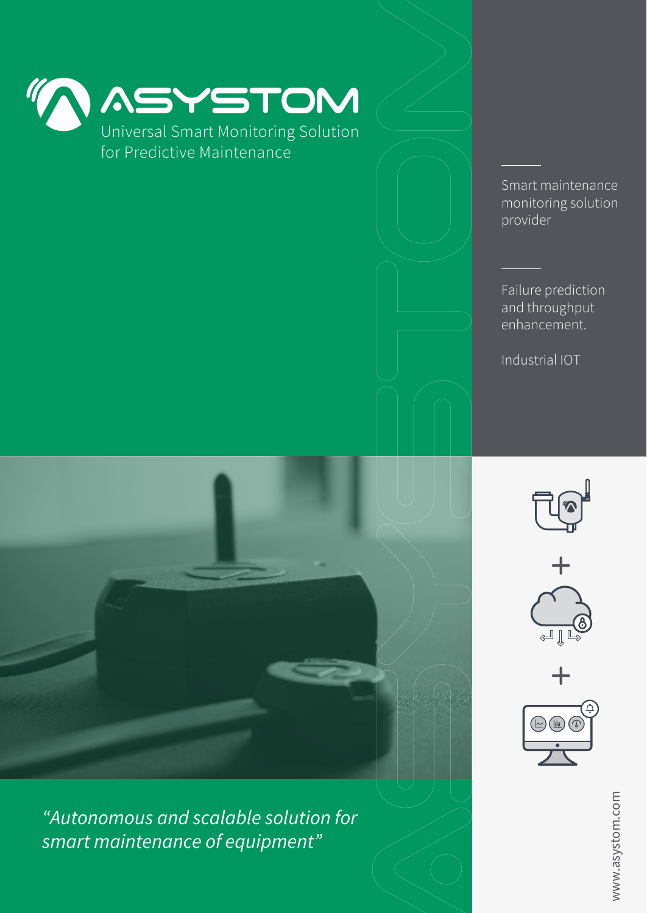# ASYSTOM

Universal Smart Monitoring Solution for Predictive Maintenance

Smart maintenance monitoring solution provider

Failure prediction and throughput enhancement.

Industrial IOT

*“Autonomous and scalable solution for smart maintenance of equipment”*

www.asystom.com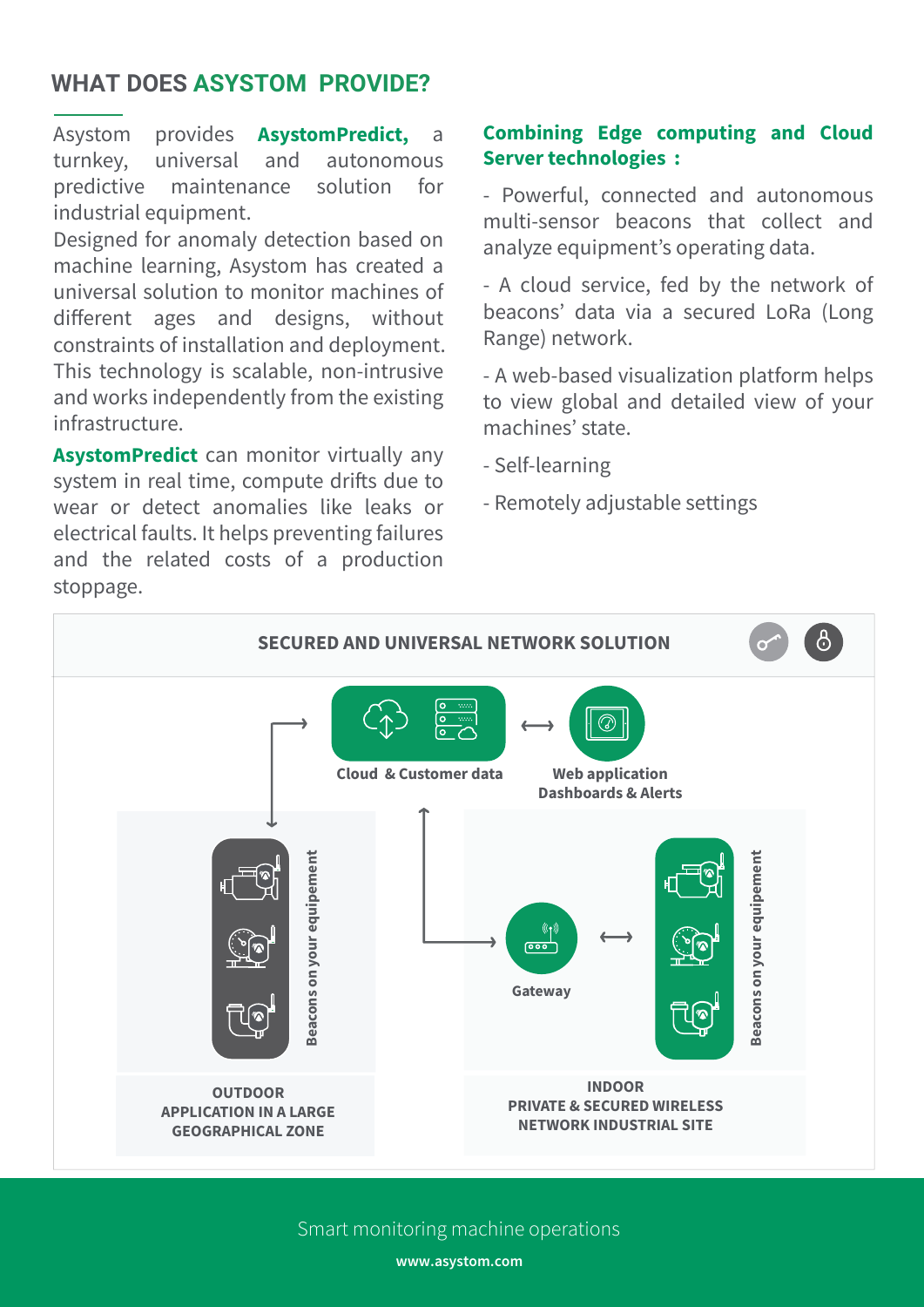## WHAT DOES ASYSTOM PROVIDE?

Asystom provides **AsystomPredict,** a turnkey, universal and autonomous predictive maintenance solution for industrial equipment.
Designed for anomaly detection based on machine learning, Asystom has created a universal solution to monitor machines of different ages and designs, without constraints of installation and deployment. This technology is scalable, non-intrusive and works independently from the existing infrastructure.

**AsystomPredict** can monitor virtually any system in real time, compute drifts due to wear or detect anomalies like leaks or electrical faults. It helps preventing failures and the related costs of a production stoppage.

**Combining Edge computing and Cloud Server technologies :**

- Powerful, connected and autonomous multi-sensor beacons that collect and analyze equipment's operating data.

- A cloud service, fed by the network of beacons' data via a secured LoRa (Long Range) network.

- A web-based visualization platform helps to view global and detailed view of your machines' state.

- Self-learning

- Remotely adjustable settings

### SECURED AND UNIVERSAL NETWORK SOLUTION

Cloud & Customer data

Web application
Dashboards & Alerts

Beacons on your equipement

Gateway

Beacons on your equipement

OUTDOOR
APPLICATION IN A LARGE GEOGRAPHICAL ZONE

INDOOR
PRIVATE & SECURED WIRELESS NETWORK INDUSTRIAL SITE

Smart monitoring machine operations

www.asystom.com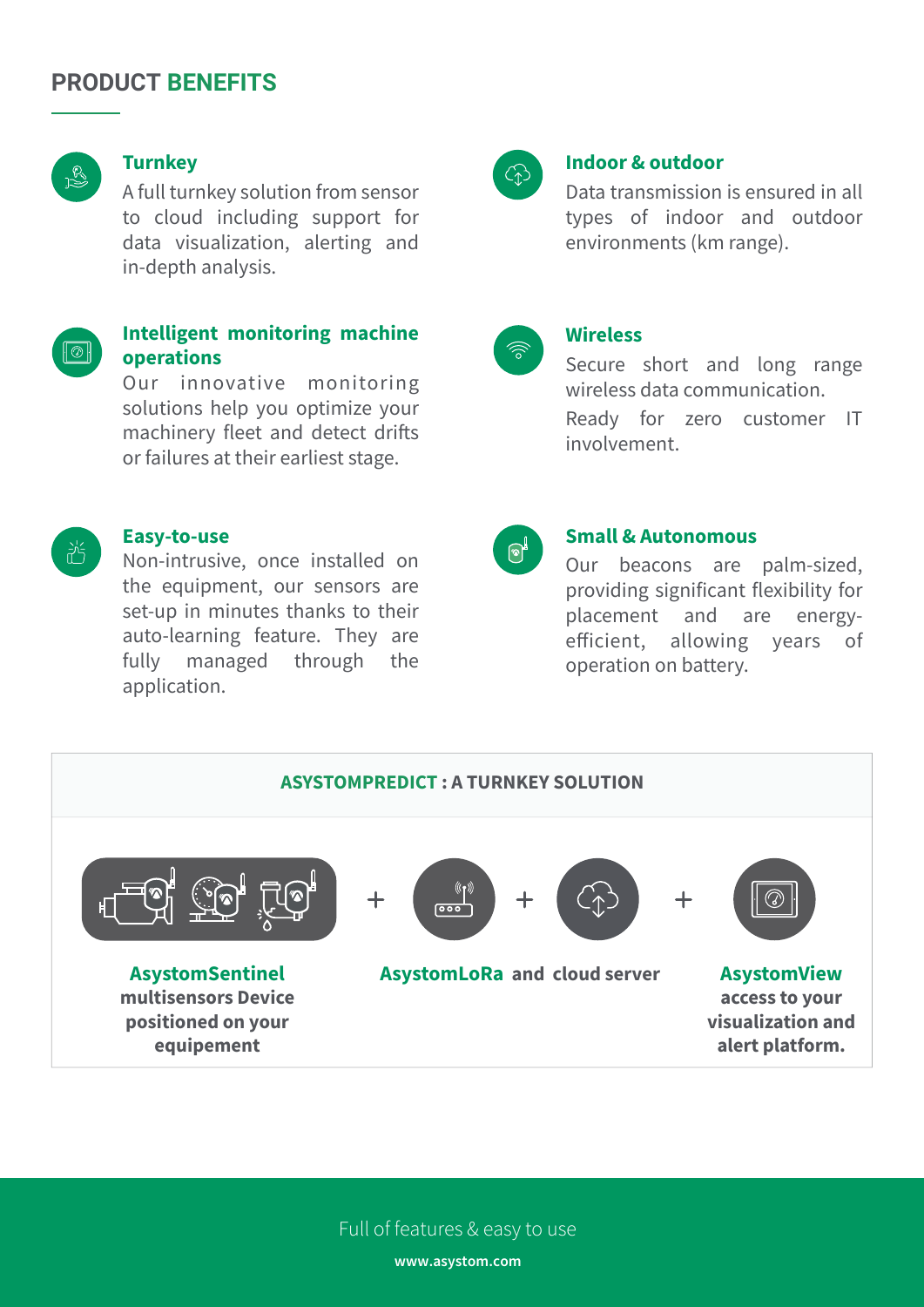## PRODUCT BENEFITS

### Turnkey

A full turnkey solution from sensor to cloud including support for data visualization, alerting and in-depth analysis.

### Intelligent monitoring machine operations

Our innovative monitoring solutions help you optimize your machinery fleet and detect drifts or failures at their earliest stage.

### Easy-to-use

Non-intrusive, once installed on the equipment, our sensors are set-up in minutes thanks to their auto-learning feature. They are fully managed through the application.

### Indoor & outdoor

Data transmission is ensured in all types of indoor and outdoor environments (km range).

### Wireless

Secure short and long range wireless data communication.

Ready for zero customer IT involvement.

### Small & Autonomous

Our beacons are palm-sized, providing significant flexibility for placement and are energy-efficient, allowing years of operation on battery.

## ASYSTOMPREDICT : A TURNKEY SOLUTION

**AsystomSentinel** multisensors Device positioned on your equipement

+

**AsystomLoRa and cloud server**

+

**AsystomView** access to your visualization and alert platform.

Full of features & easy to use

www.asystom.com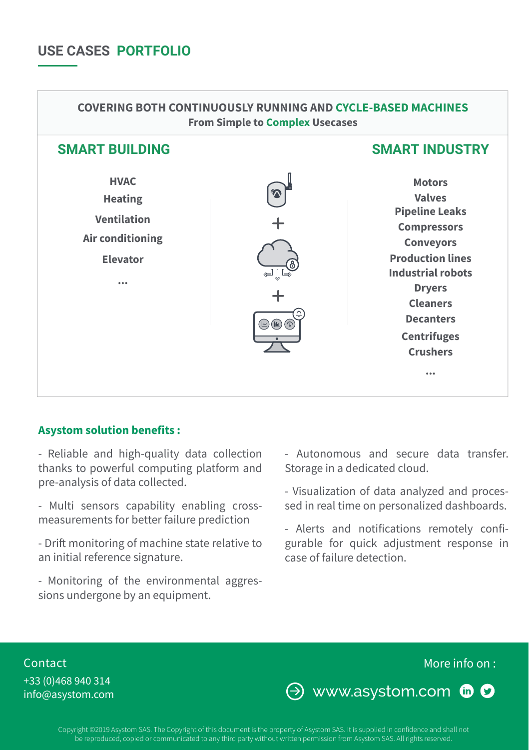## USE CASES PORTFOLIO

**COVERING BOTH CONTINUOUSLY RUNNING AND CYCLE-BASED MACHINES**
**From Simple to Complex Usecases**

### SMART BUILDING

**HVAC**
**Heating**
**Ventilation**
**Air conditioning**
**Elevator**
**...**

### SMART INDUSTRY

**Motors**
**Valves**
**Pipeline Leaks**
**Compressors**
**Conveyors**
**Production lines**
**Industrial robots**
**Dryers**
**Cleaners**
**Decanters**
**Centrifuges**
**Crushers**
**...**

**Asystom solution benefits :**

- Reliable and high-quality data collection thanks to powerful computing platform and pre-analysis of data collected.

- Multi sensors capability enabling cross-measurements for better failure prediction

- Drift monitoring of machine state relative to an initial reference signature.

- Monitoring of the environmental aggressions undergone by an equipment.

- Autonomous and secure data transfer. Storage in a dedicated cloud.

- Visualization of data analyzed and processed in real time on personalized dashboards.

- Alerts and notifications remotely configurable for quick adjustment response in case of failure detection.

Contact
+33 (0)468 940 314
info@asystom.com

More info on :
www.asystom.com

Copyright ©2019 Asystom SAS. The Copyright of this document is the property of Asystom SAS. It is supplied in confidence and shall not be reproduced, copied or communicated to any third party without written permission from Asystom SAS. All rights reserved.